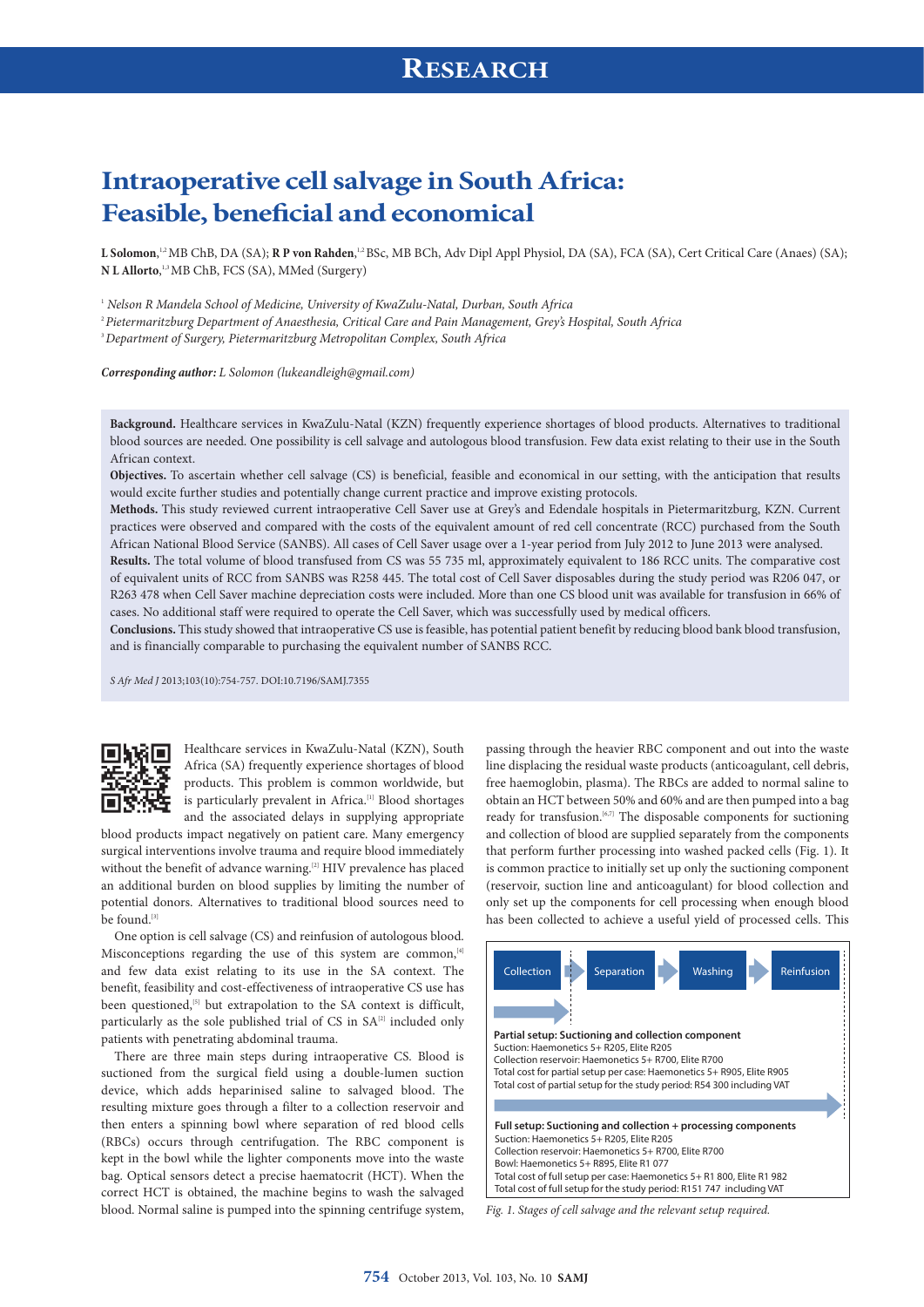# Intraoperative cell salvage in South Africa: Feasible, beneficial and economical

**L Solomon**,[1,2] MB ChB, DA (SA); **R P von Rahden**,[1,2] BSc, MB BCh, Adv Dipl Appl Physiol, DA (SA), FCA (SA), Cert Critical Care (Anaes) (SA); **N L Allorto**,[1,3] MB ChB, FCS (SA), MMed (Surgery)

[1] *Nelson R Mandela School of Medicine, University of KwaZulu-Natal, Durban, South Africa*
[2] *Pietermaritzburg Department of Anaesthesia, Critical Care and Pain Management, Grey's Hospital, South Africa*
[3] *Department of Surgery, Pietermaritzburg Metropolitan Complex, South Africa*

***Corresponding author:*** *L Solomon (lukeandleigh@gmail.com)*

**Background.** Healthcare services in KwaZulu-Natal (KZN) frequently experience shortages of blood products. Alternatives to traditional blood sources are needed. One possibility is cell salvage and autologous blood transfusion. Few data exist relating to their use in the South African context.

**Objectives.** To ascertain whether cell salvage (CS) is beneficial, feasible and economical in our setting, with the anticipation that results would excite further studies and potentially change current practice and improve existing protocols.

**Methods.** This study reviewed current intraoperative Cell Saver use at Grey's and Edendale hospitals in Pietermaritzburg, KZN. Current practices were observed and compared with the costs of the equivalent amount of red cell concentrate (RCC) purchased from the South African National Blood Service (SANBS). All cases of Cell Saver usage over a 1-year period from July 2012 to June 2013 were analysed.

**Results.** The total volume of blood transfused from CS was 55 735 ml, approximately equivalent to 186 RCC units. The comparative cost of equivalent units of RCC from SANBS was R258 445. The total cost of Cell Saver disposables during the study period was R206 047, or R263 478 when Cell Saver machine depreciation costs were included. More than one CS blood unit was available for transfusion in 66% of cases. No additional staff were required to operate the Cell Saver, which was successfully used by medical officers.

**Conclusions.** This study showed that intraoperative CS use is feasible, has potential patient benefit by reducing blood bank blood transfusion, and is financially comparable to purchasing the equivalent number of SANBS RCC.

*S Afr Med J* 2013;103(10):754-757. DOI:10.7196/SAMJ.7355

Healthcare services in KwaZulu-Natal (KZN), South Africa (SA) frequently experience shortages of blood products. This problem is common worldwide, but is particularly prevalent in Africa.[1] Blood shortages and the associated delays in supplying appropriate blood products impact negatively on patient care. Many emergency surgical interventions involve trauma and require blood immediately without the benefit of advance warning.[2] HIV prevalence has placed an additional burden on blood supplies by limiting the number of potential donors. Alternatives to traditional blood sources need to be found.[3]

One option is cell salvage (CS) and reinfusion of autologous blood. Misconceptions regarding the use of this system are common,[4] and few data exist relating to its use in the SA context. The benefit, feasibility and cost-effectiveness of intraoperative CS use has been questioned,[5] but extrapolation to the SA context is difficult, particularly as the sole published trial of CS in SA[2] included only patients with penetrating abdominal trauma.

There are three main steps during intraoperative CS. Blood is suctioned from the surgical field using a double-lumen suction device, which adds heparinised saline to salvaged blood. The resulting mixture goes through a filter to a collection reservoir and then enters a spinning bowl where separation of red blood cells (RBCs) occurs through centrifugation. The RBC component is kept in the bowl while the lighter components move into the waste bag. Optical sensors detect a precise haematocrit (HCT). When the correct HCT is obtained, the machine begins to wash the salvaged blood. Normal saline is pumped into the spinning centrifuge system, passing through the heavier RBC component and out into the waste line displacing the residual waste products (anticoagulant, cell debris, free haemoglobin, plasma). The RBCs are added to normal saline to obtain an HCT between 50% and 60% and are then pumped into a bag ready for transfusion.[6,7] The disposable components for suctioning and collection of blood are supplied separately from the components that perform further processing into washed packed cells (Fig. 1). It is common practice to initially set up only the suctioning component (reservoir, suction line and anticoagulant) for blood collection and only set up the components for cell processing when enough blood has been collected to achieve a useful yield of processed cells. This

Collection → Separation → Washing → Reinfusion

**Partial setup: Suctioning and collection component**
Suction: Haemonetics 5+ R205, Elite R205
Collection reservoir: Haemonetics 5+ R700, Elite R700
Total cost for partial setup per case: Haemonetics 5+ R905, Elite R905
Total cost of partial setup for the study period: R54 300 including VAT

**Full setup: Suctioning and collection + processing components**
Suction: Haemonetics 5+ R205, Elite R205
Collection reservoir: Haemonetics 5+ R700, Elite R700
Bowl: Haemonetics 5+ R895, Elite R1 077
Total cost of full setup per case: Haemonetics 5+ R1 800, Elite R1 982
Total cost of full setup for the study period: R151 747 including VAT

*Fig. 1. Stages of cell salvage and the relevant setup required.*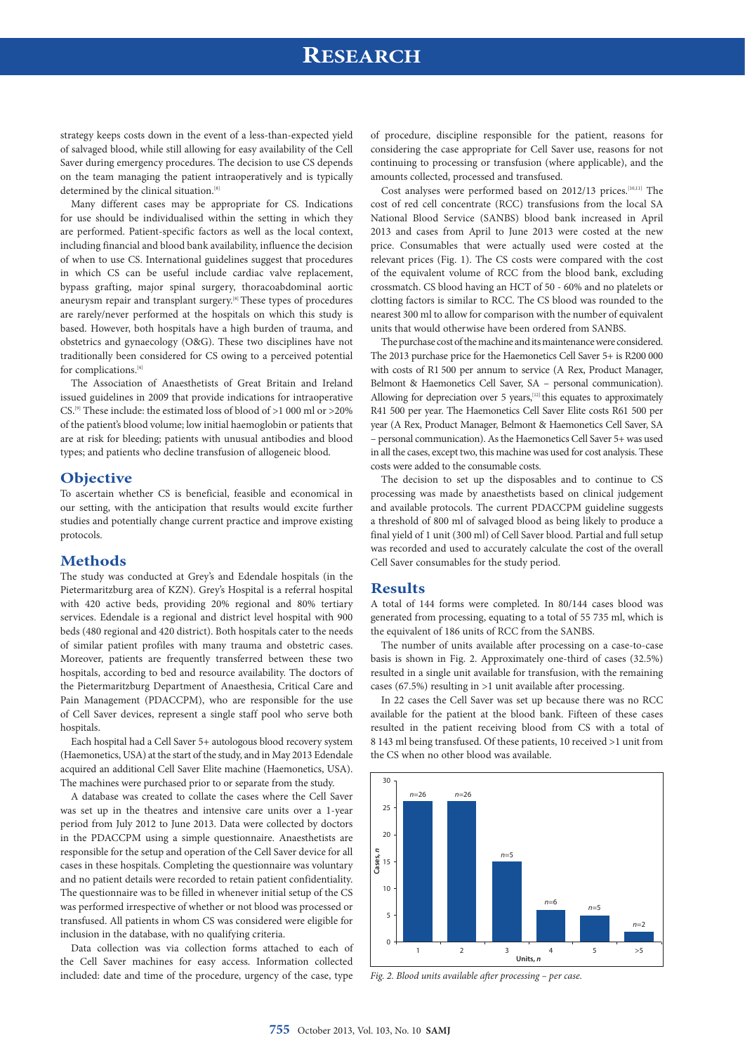strategy keeps costs down in the event of a less-than-expected yield of salvaged blood, while still allowing for easy availability of the Cell Saver during emergency procedures. The decision to use CS depends on the team managing the patient intraoperatively and is typically determined by the clinical situation.[8]

Many different cases may be appropriate for CS. Indications for use should be individualised within the setting in which they are performed. Patient-specific factors as well as the local context, including financial and blood bank availability, influence the decision of when to use CS. International guidelines suggest that procedures in which CS can be useful include cardiac valve replacement, bypass grafting, major spinal surgery, thoracoabdominal aortic aneurysm repair and transplant surgery.[8] These types of procedures are rarely/never performed at the hospitals on which this study is based. However, both hospitals have a high burden of trauma, and obstetrics and gynaecology (O&G). These two disciplines have not traditionally been considered for CS owing to a perceived potential for complications.[4]

The Association of Anaesthetists of Great Britain and Ireland issued guidelines in 2009 that provide indications for intraoperative CS.[9] These include: the estimated loss of blood of >1 000 ml or >20% of the patient's blood volume; low initial haemoglobin or patients that are at risk for bleeding; patients with unusual antibodies and blood types; and patients who decline transfusion of allogeneic blood.

## Objective

To ascertain whether CS is beneficial, feasible and economical in our setting, with the anticipation that results would excite further studies and potentially change current practice and improve existing protocols.

## Methods

The study was conducted at Grey's and Edendale hospitals (in the Pietermaritzburg area of KZN). Grey's Hospital is a referral hospital with 420 active beds, providing 20% regional and 80% tertiary services. Edendale is a regional and district level hospital with 900 beds (480 regional and 420 district). Both hospitals cater to the needs of similar patient profiles with many trauma and obstetric cases. Moreover, patients are frequently transferred between these two hospitals, according to bed and resource availability. The doctors of the Pietermaritzburg Department of Anaesthesia, Critical Care and Pain Management (PDACCPM), who are responsible for the use of Cell Saver devices, represent a single staff pool who serve both hospitals.

Each hospital had a Cell Saver 5+ autologous blood recovery system (Haemonetics, USA) at the start of the study, and in May 2013 Edendale acquired an additional Cell Saver Elite machine (Haemonetics, USA). The machines were purchased prior to or separate from the study.

A database was created to collate the cases where the Cell Saver was set up in the theatres and intensive care units over a 1-year period from July 2012 to June 2013. Data were collected by doctors in the PDACCPM using a simple questionnaire. Anaesthetists are responsible for the setup and operation of the Cell Saver device for all cases in these hospitals. Completing the questionnaire was voluntary and no patient details were recorded to retain patient confidentiality. The questionnaire was to be filled in whenever initial setup of the CS was performed irrespective of whether or not blood was processed or transfused. All patients in whom CS was considered were eligible for inclusion in the database, with no qualifying criteria.

Data collection was via collection forms attached to each of the Cell Saver machines for easy access. Information collected included: date and time of the procedure, urgency of the case, type of procedure, discipline responsible for the patient, reasons for considering the case appropriate for Cell Saver use, reasons for not continuing to processing or transfusion (where applicable), and the amounts collected, processed and transfused.

Cost analyses were performed based on 2012/13 prices.[10,11] The cost of red cell concentrate (RCC) transfusions from the local SA National Blood Service (SANBS) blood bank increased in April 2013 and cases from April to June 2013 were costed at the new price. Consumables that were actually used were costed at the relevant prices (Fig. 1). The CS costs were compared with the cost of the equivalent volume of RCC from the blood bank, excluding crossmatch. CS blood having an HCT of 50 - 60% and no platelets or clotting factors is similar to RCC. The CS blood was rounded to the nearest 300 ml to allow for comparison with the number of equivalent units that would otherwise have been ordered from SANBS.

The purchase cost of the machine and its maintenance were considered. The 2013 purchase price for the Haemonetics Cell Saver 5+ is R200 000 with costs of R1 500 per annum to service (A Rex, Product Manager, Belmont & Haemonetics Cell Saver, SA – personal communication). Allowing for depreciation over 5 years,[12] this equates to approximately R41 500 per year. The Haemonetics Cell Saver Elite costs R61 500 per year (A Rex, Product Manager, Belmont & Haemonetics Cell Saver, SA – personal communication). As the Haemonetics Cell Saver 5+ was used in all the cases, except two, this machine was used for cost analysis. These costs were added to the consumable costs.

The decision to set up the disposables and to continue to CS processing was made by anaesthetists based on clinical judgement and available protocols. The current PDACCPM guideline suggests a threshold of 800 ml of salvaged blood as being likely to produce a final yield of 1 unit (300 ml) of Cell Saver blood. Partial and full setup was recorded and used to accurately calculate the cost of the overall Cell Saver consumables for the study period.

## Results

A total of 144 forms were completed. In 80/144 cases blood was generated from processing, equating to a total of 55 735 ml, which is the equivalent of 186 units of RCC from the SANBS.

The number of units available after processing on a case-to-case basis is shown in Fig. 2. Approximately one-third of cases (32.5%) resulted in a single unit available for transfusion, with the remaining cases (67.5%) resulting in >1 unit available after processing.

In 22 cases the Cell Saver was set up because there was no RCC available for the patient at the blood bank. Fifteen of these cases resulted in the patient receiving blood from CS with a total of 8 143 ml being transfused. Of these patients, 10 received >1 unit from the CS when no other blood was available.

| Units, *n* | Cases, *n* |
|---|---|
| 1 | 26 |
| 2 | 26 |
| 3 | 15 |
| 4 | 6 |
| 5 | 5 |
| >5 | 2 |

*Fig. 2. Blood units available after processing – per case.*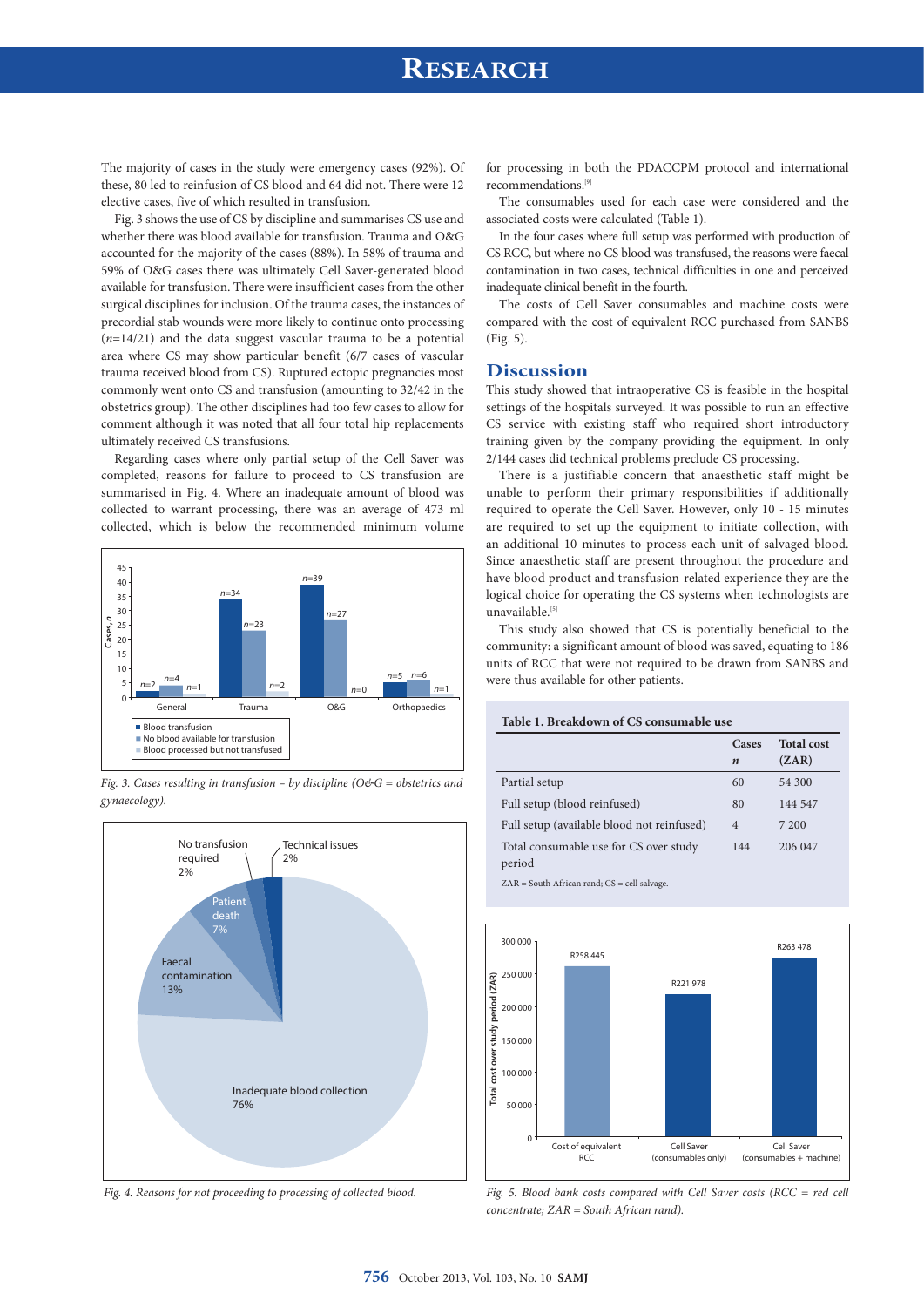The majority of cases in the study were emergency cases (92%). Of these, 80 led to reinfusion of CS blood and 64 did not. There were 12 elective cases, five of which resulted in transfusion.

Fig. 3 shows the use of CS by discipline and summarises CS use and whether there was blood available for transfusion. Trauma and O&G accounted for the majority of the cases (88%). In 58% of trauma and 59% of O&G cases there was ultimately Cell Saver-generated blood available for transfusion. There were insufficient cases from the other surgical disciplines for inclusion. Of the trauma cases, the instances of precordial stab wounds were more likely to continue onto processing (*n*=14/21) and the data suggest vascular trauma to be a potential area where CS may show particular benefit (6/7 cases of vascular trauma received blood from CS). Ruptured ectopic pregnancies most commonly went onto CS and transfusion (amounting to 32/42 in the obstetrics group). The other disciplines had too few cases to allow for comment although it was noted that all four total hip replacements ultimately received CS transfusions.

Regarding cases where only partial setup of the Cell Saver was completed, reasons for failure to proceed to CS transfusion are summarised in Fig. 4. Where an inadequate amount of blood was collected to warrant processing, there was an average of 473 ml collected, which is below the recommended minimum volume for processing in both the PDACCPM protocol and international recommendations.[9]

*Fig. 3. Cases resulting in transfusion – by discipline (O&G = obstetrics and gynaecology).*

*Fig. 4. Reasons for not proceeding to processing of collected blood.*

The consumables used for each case were considered and the associated costs were calculated (Table 1).

In the four cases where full setup was performed with production of CS RCC, but where no CS blood was transfused, the reasons were faecal contamination in two cases, technical difficulties in one and perceived inadequate clinical benefit in the fourth.

The costs of Cell Saver consumables and machine costs were compared with the cost of equivalent RCC purchased from SANBS (Fig. 5).

## Discussion

This study showed that intraoperative CS is feasible in the hospital settings of the hospitals surveyed. It was possible to run an effective CS service with existing staff who required short introductory training given by the company providing the equipment. In only 2/144 cases did technical problems preclude CS processing.

There is a justifiable concern that anaesthetic staff might be unable to perform their primary responsibilities if additionally required to operate the Cell Saver. However, only 10 - 15 minutes are required to set up the equipment to initiate collection, with an additional 10 minutes to process each unit of salvaged blood. Since anaesthetic staff are present throughout the procedure and have blood product and transfusion-related experience they are the logical choice for operating the CS systems when technologists are unavailable.[5]

This study also showed that CS is potentially beneficial to the community: a significant amount of blood was saved, equating to 186 units of RCC that were not required to be drawn from SANBS and were thus available for other patients.

**Table 1. Breakdown of CS consumable use**

| | Cases *n* | Total cost (ZAR) |
|---|---|---|
| Partial setup | 60 | 54 300 |
| Full setup (blood reinfused) | 80 | 144 547 |
| Full setup (available blood not reinfused) | 4 | 7 200 |
| Total consumable use for CS over study period | 144 | 206 047 |

ZAR = South African rand; CS = cell salvage.

*Fig. 5. Blood bank costs compared with Cell Saver costs (RCC = red cell concentrate; ZAR = South African rand).*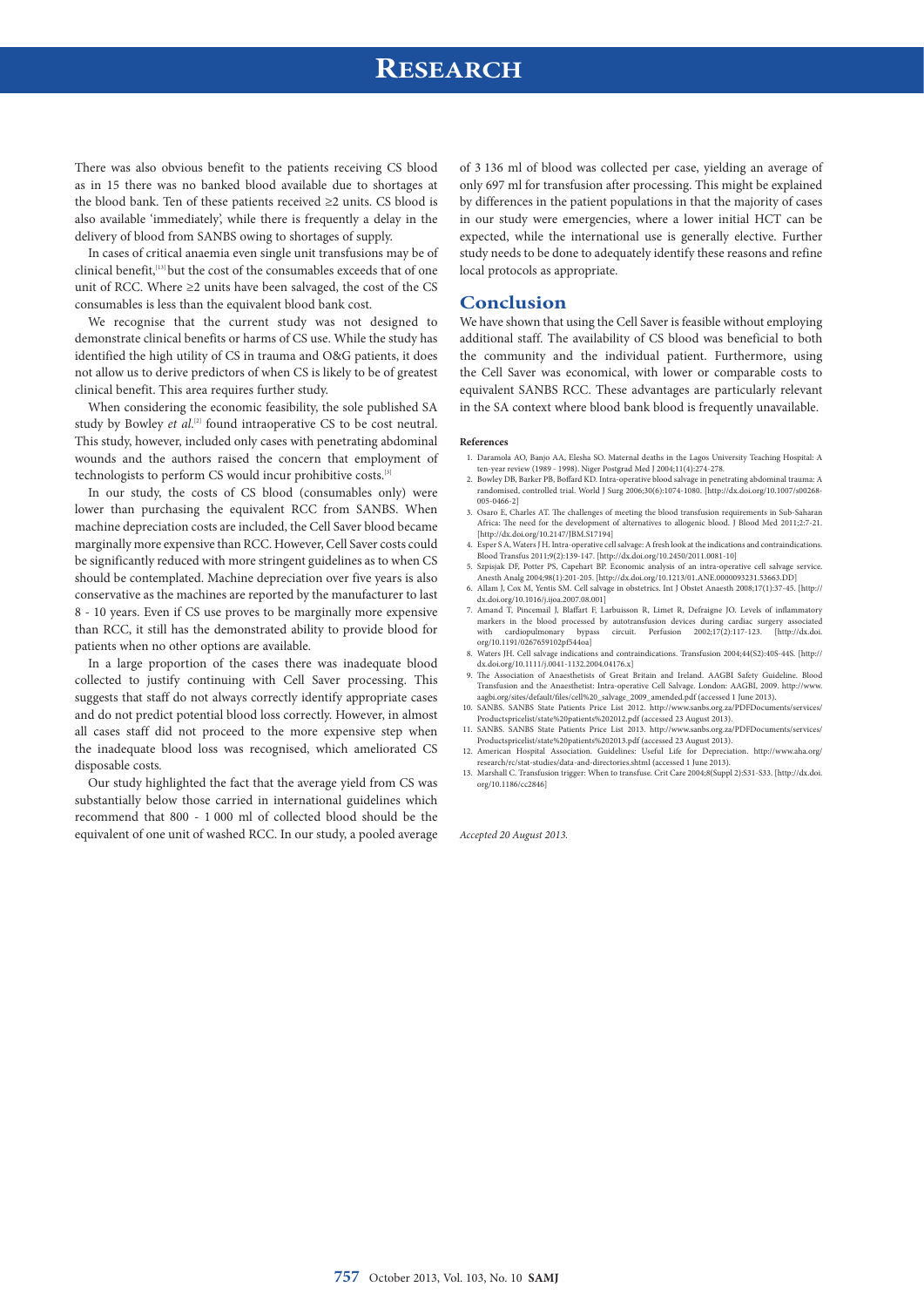There was also obvious benefit to the patients receiving CS blood as in 15 there was no banked blood available due to shortages at the blood bank. Ten of these patients received ≥2 units. CS blood is also available 'immediately', while there is frequently a delay in the delivery of blood from SANBS owing to shortages of supply.

In cases of critical anaemia even single unit transfusions may be of clinical benefit,[13] but the cost of the consumables exceeds that of one unit of RCC. Where ≥2 units have been salvaged, the cost of the CS consumables is less than the equivalent blood bank cost.

We recognise that the current study was not designed to demonstrate clinical benefits or harms of CS use. While the study has identified the high utility of CS in trauma and O&G patients, it does not allow us to derive predictors of when CS is likely to be of greatest clinical benefit. This area requires further study.

When considering the economic feasibility, the sole published SA study by Bowley *et al.*[2] found intraoperative CS to be cost neutral. This study, however, included only cases with penetrating abdominal wounds and the authors raised the concern that employment of technologists to perform CS would incur prohibitive costs.[3]

In our study, the costs of CS blood (consumables only) were lower than purchasing the equivalent RCC from SANBS. When machine depreciation costs are included, the Cell Saver blood became marginally more expensive than RCC. However, Cell Saver costs could be significantly reduced with more stringent guidelines as to when CS should be contemplated. Machine depreciation over five years is also conservative as the machines are reported by the manufacturer to last 8 - 10 years. Even if CS use proves to be marginally more expensive than RCC, it still has the demonstrated ability to provide blood for patients when no other options are available.

In a large proportion of the cases there was inadequate blood collected to justify continuing with Cell Saver processing. This suggests that staff do not always correctly identify appropriate cases and do not predict potential blood loss correctly. However, in almost all cases staff did not proceed to the more expensive step when the inadequate blood loss was recognised, which ameliorated CS disposable costs.

Our study highlighted the fact that the average yield from CS was substantially below those carried in international guidelines which recommend that 800 - 1 000 ml of collected blood should be the equivalent of one unit of washed RCC. In our study, a pooled average of 3 136 ml of blood was collected per case, yielding an average of only 697 ml for transfusion after processing. This might be explained by differences in the patient populations in that the majority of cases in our study were emergencies, where a lower initial HCT can be expected, while the international use is generally elective. Further study needs to be done to adequately identify these reasons and refine local protocols as appropriate.

## Conclusion

We have shown that using the Cell Saver is feasible without employing additional staff. The availability of CS blood was beneficial to both the community and the individual patient. Furthermore, using the Cell Saver was economical, with lower or comparable costs to equivalent SANBS RCC. These advantages are particularly relevant in the SA context where blood bank blood is frequently unavailable.

#### References

1. Daramola AO, Banjo AA, Elesha SO. Maternal deaths in the Lagos University Teaching Hospital: A ten-year review (1989 - 1998). Niger Postgrad Med J 2004;11(4):274-278.
2. Bowley DB, Barker PB, Boffard KD. Intra-operative blood salvage in penetrating abdominal trauma: A randomised, controlled trial. World J Surg 2006;30(6):1074-1080. [http://dx.doi.org/10.1007/s00268-005-0466-2]
3. Osaro E, Charles AT. The challenges of meeting the blood transfusion requirements in Sub-Saharan Africa: The need for the development of alternatives to allogenic blood. J Blood Med 2011;2:7-21. [http://dx.doi.org/10.2147/JBM.S17194]
4. Esper S A, Waters J H. Intra-operative cell salvage: A fresh look at the indications and contraindications. Blood Transfus 2011;9(2):139-147. [http://dx.doi.org/10.2450/2011.0081-10]
5. Szpisjak DF, Potter PS, Capehart BP. Economic analysis of an intra-operative cell salvage service. Anesth Analg 2004;98(1):201-205. [http://dx.doi.org/10.1213/01.ANE.0000093231.53663.DD]
6. Allam J, Cox M, Yentis SM. Cell salvage in obstetrics. Int J Obstet Anaesth 2008;17(1):37-45. [http://dx.doi.org/10.1016/j.ijoa.2007.08.001]
7. Amand T, Pincemail J, Blaffart F, Larbuisson R, Limet R, Defraigne JO. Levels of inflammatory markers in the blood processed by autotransfusion devices during cardiac surgery associated with cardiopulmonary bypass circuit. Perfusion 2002;17(2):117-123. [http://dx.doi.org/10.1191/0267659102pf544oa]
8. Waters JH. Cell salvage indications and contraindications. Transfusion 2004;44(S2):40S-44S. [http://dx.doi.org/10.1111/j.0041-1132.2004.04176.x]
9. The Association of Anaesthetists of Great Britain and Ireland. AAGBI Safety Guideline. Blood Transfusion and the Anaesthetist: Intra-operative Cell Salvage. London: AAGBI, 2009. http://www.aagbi.org/sites/default/files/cell%20_salvage_2009_amended.pdf (accessed 1 June 2013).
10. SANBS. SANBS State Patients Price List 2012. http://www.sanbs.org.za/PDFDocuments/services/Productspricelist/state%20patients%202012.pdf (accessed 23 August 2013).
11. SANBS. SANBS State Patients Price List 2013. http://www.sanbs.org.za/PDFDocuments/services/Productspricelist/state%20patients%202013.pdf (accessed 23 August 2013).
12. American Hospital Association. Guidelines: Useful Life for Depreciation. http://www.aha.org/research/rc/stat-studies/data-and-directories.shtml (accessed 1 June 2013).
13. Marshall C. Transfusion trigger: When to transfuse. Crit Care 2004;8(Suppl 2):S31-S33. [http://dx.doi.org/10.1186/cc2846]

*Accepted 20 August 2013.*